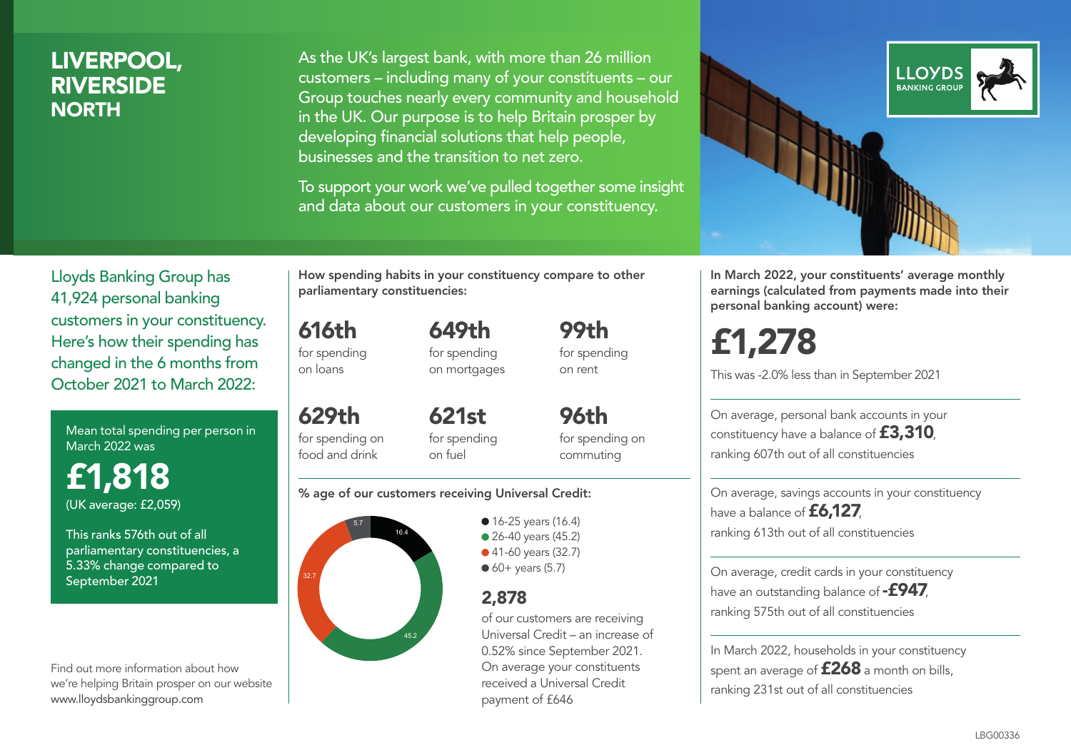# LIVERPOOL, RIVERSIDE NORTH

As the UK's largest bank, with more than 26 million customers – including many of your constituents – our Group touches nearly every community and household in the UK. Our purpose is to help Britain prosper by developing financial solutions that help people, businesses and the transition to net zero.

To support your work we've pulled together some insight and data about our customers in your constituency.

LLOYDS BANKING GROUP

Lloyds Banking Group has 41,924 personal banking customers in your constituency. Here's how their spending has changed in the 6 months from October 2021 to March 2022:

Mean total spending per person in March 2022 was

**£1,818**
(UK average: £2,059)

This ranks 576th out of all parliamentary constituencies, a 5.33% change compared to September 2021

Find out more information about how we're helping Britain prosper on our website www.lloydsbankinggroup.com

**How spending habits in your constituency compare to other parliamentary constituencies:**

**616th** for spending on loans

**649th** for spending on mortgages

**99th** for spending on rent

**629th** for spending on food and drink

**621st** for spending on fuel

**96th** for spending on commuting

**% age of our customers receiving Universal Credit:**

- 16-25 years (16.4)
- 26-40 years (45.2)
- 41-60 years (32.7)
- 60+ years (5.7)

**2,878**
of our customers are receiving Universal Credit – an increase of 0.52% since September 2021. On average your constituents received a Universal Credit payment of £646

**In March 2022, your constituents' average monthly earnings (calculated from payments made into their personal banking account) were:**

**£1,278**

This was -2.0% less than in September 2021

On average, personal bank accounts in your constituency have a balance of **£3,310**, ranking 607th out of all constituencies

On average, savings accounts in your constituency have a balance of **£6,127**, ranking 613th out of all constituencies

On average, credit cards in your constituency have an outstanding balance of **-£947**, ranking 575th out of all constituencies

In March 2022, households in your constituency spent an average of **£268** a month on bills, ranking 231st out of all constituencies

LBG00336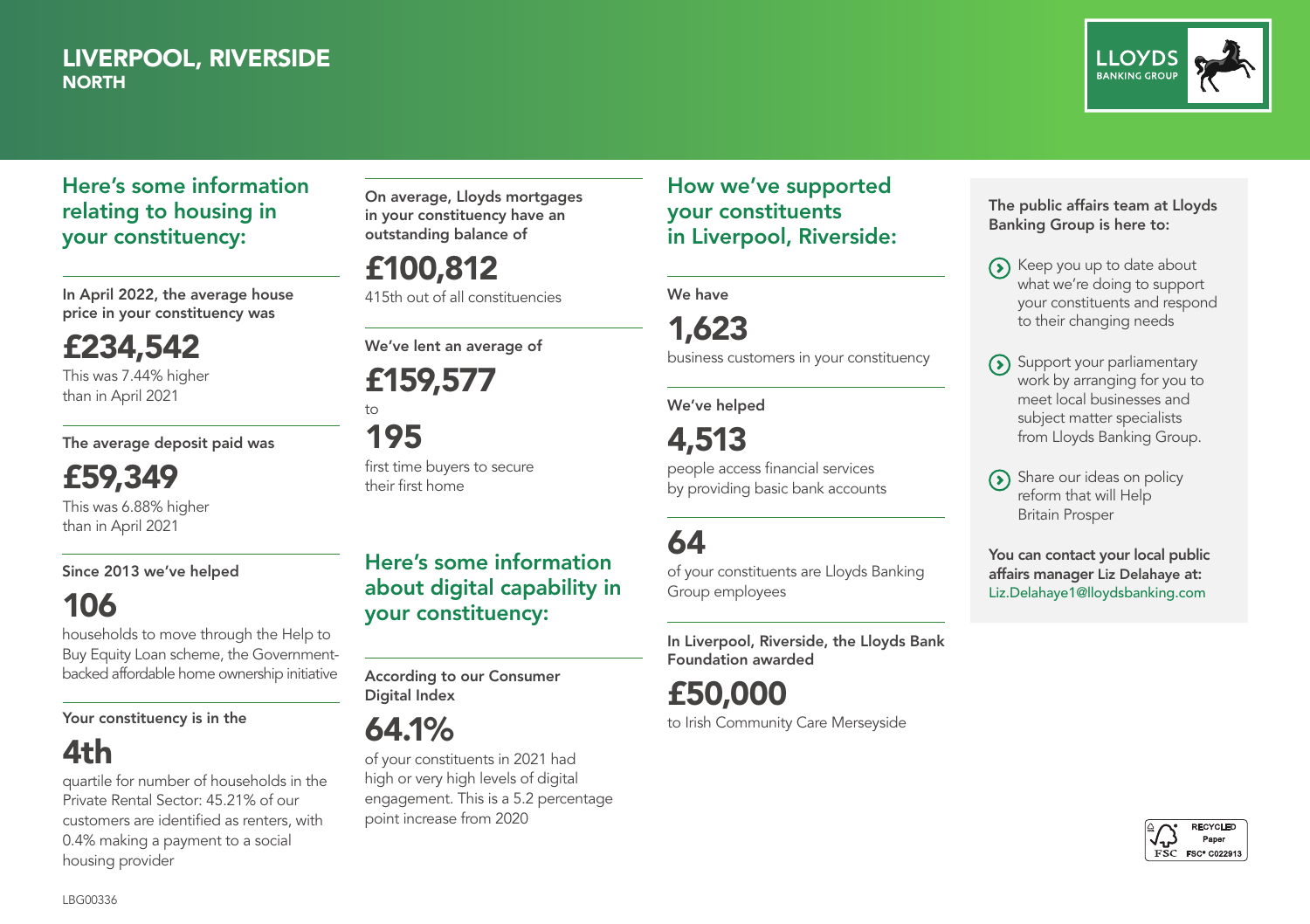# LIVERPOOL, RIVERSIDE
## NORTH

## Here's some information relating to housing in your constituency:

In April 2022, the average house price in your constituency was

**£234,542**

This was 7.44% higher than in April 2021

The average deposit paid was

**£59,349**

This was 6.88% higher than in April 2021

Since 2013 we've helped

**106**

households to move through the Help to Buy Equity Loan scheme, the Government-backed affordable home ownership initiative

Your constituency is in the

**4th**

quartile for number of households in the Private Rental Sector: 45.21% of our customers are identified as renters, with 0.4% making a payment to a social housing provider

On average, Lloyds mortgages in your constituency have an outstanding balance of

**£100,812**

415th out of all constituencies

We've lent an average of

**£159,577**

to

**195**

first time buyers to secure their first home

## Here's some information about digital capability in your constituency:

According to our Consumer Digital Index

**64.1%**

of your constituents in 2021 had high or very high levels of digital engagement. This is a 5.2 percentage point increase from 2020

## How we've supported your constituents in Liverpool, Riverside:

We have

**1,623**

business customers in your constituency

We've helped

**4,513**

people access financial services by providing basic bank accounts

**64**

of your constituents are Lloyds Banking Group employees

In Liverpool, Riverside, the Lloyds Bank Foundation awarded

**£50,000**

to Irish Community Care Merseyside

The public affairs team at Lloyds Banking Group is here to:

- Keep you up to date about what we're doing to support your constituents and respond to their changing needs
- Support your parliamentary work by arranging for you to meet local businesses and subject matter specialists from Lloyds Banking Group.
- Share our ideas on policy reform that will Help Britain Prosper

You can contact your local public affairs manager Liz Delahaye at:
Liz.Delahaye1@lloydsbanking.com

LBG00336